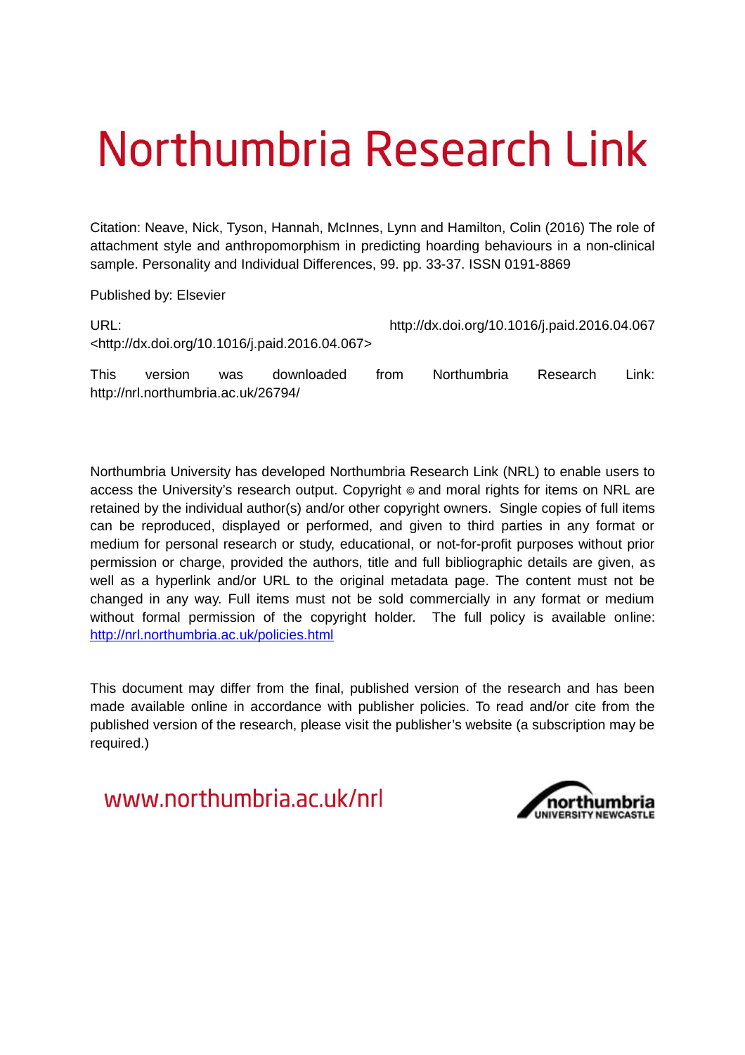# Northumbria Research Link

Citation: Neave, Nick, Tyson, Hannah, McInnes, Lynn and Hamilton, Colin (2016) The role of attachment style and anthropomorphism in predicting hoarding behaviours in a non-clinical sample. Personality and Individual Differences, 99. pp. 33-37. ISSN 0191-8869

Published by: Elsevier

URL: http://dx.doi.org/10.1016/j.paid.2016.04.067 <http://dx.doi.org/10.1016/j.paid.2016.04.067>

This version was downloaded from Northumbria Research Link: http://nrl.northumbria.ac.uk/26794/

Northumbria University has developed Northumbria Research Link (NRL) to enable users to access the University's research output. Copyright © and moral rights for items on NRL are retained by the individual author(s) and/or other copyright owners. Single copies of full items can be reproduced, displayed or performed, and given to third parties in any format or medium for personal research or study, educational, or not-for-profit purposes without prior permission or charge, provided the authors, title and full bibliographic details are given, as well as a hyperlink and/or URL to the original metadata page. The content must not be changed in any way. Full items must not be sold commercially in any format or medium without formal permission of the copyright holder. The full policy is available online: http://nrl.northumbria.ac.uk/policies.html

This document may differ from the final, published version of the research and has been made available online in accordance with publisher policies. To read and/or cite from the published version of the research, please visit the publisher's website (a subscription may be required.)

www.northumbria.ac.uk/nrl

northumbria UNIVERSITY NEWCASTLE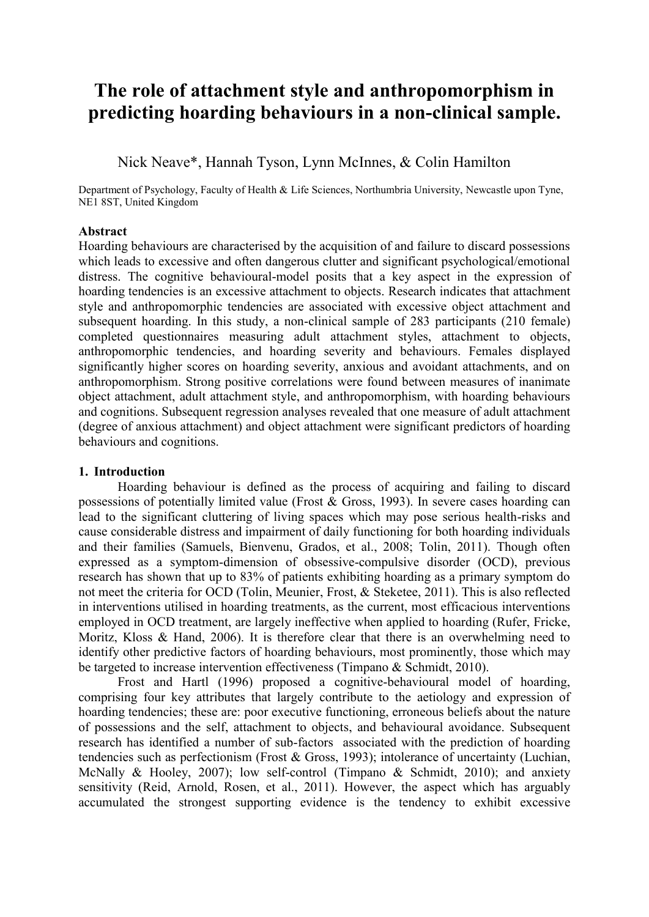# The role of attachment style and anthropomorphism in predicting hoarding behaviours in a non-clinical sample.

Nick Neave*, Hannah Tyson, Lynn McInnes, & Colin Hamilton

Department of Psychology, Faculty of Health & Life Sciences, Northumbria University, Newcastle upon Tyne, NE1 8ST, United Kingdom

**Abstract**

Hoarding behaviours are characterised by the acquisition of and failure to discard possessions which leads to excessive and often dangerous clutter and significant psychological/emotional distress. The cognitive behavioural-model posits that a key aspect in the expression of hoarding tendencies is an excessive attachment to objects. Research indicates that attachment style and anthropomorphic tendencies are associated with excessive object attachment and subsequent hoarding. In this study, a non-clinical sample of 283 participants (210 female) completed questionnaires measuring adult attachment styles, attachment to objects, anthropomorphic tendencies, and hoarding severity and behaviours. Females displayed significantly higher scores on hoarding severity, anxious and avoidant attachments, and on anthropomorphism. Strong positive correlations were found between measures of inanimate object attachment, adult attachment style, and anthropomorphism, with hoarding behaviours and cognitions. Subsequent regression analyses revealed that one measure of adult attachment (degree of anxious attachment) and object attachment were significant predictors of hoarding behaviours and cognitions.

## 1. Introduction

Hoarding behaviour is defined as the process of acquiring and failing to discard possessions of potentially limited value (Frost & Gross, 1993). In severe cases hoarding can lead to the significant cluttering of living spaces which may pose serious health-risks and cause considerable distress and impairment of daily functioning for both hoarding individuals and their families (Samuels, Bienvenu, Grados, et al., 2008; Tolin, 2011). Though often expressed as a symptom-dimension of obsessive-compulsive disorder (OCD), previous research has shown that up to 83% of patients exhibiting hoarding as a primary symptom do not meet the criteria for OCD (Tolin, Meunier, Frost, & Steketee, 2011). This is also reflected in interventions utilised in hoarding treatments, as the current, most efficacious interventions employed in OCD treatment, are largely ineffective when applied to hoarding (Rufer, Fricke, Moritz, Kloss & Hand, 2006). It is therefore clear that there is an overwhelming need to identify other predictive factors of hoarding behaviours, most prominently, those which may be targeted to increase intervention effectiveness (Timpano & Schmidt, 2010).

Frost and Hartl (1996) proposed a cognitive-behavioural model of hoarding, comprising four key attributes that largely contribute to the aetiology and expression of hoarding tendencies; these are: poor executive functioning, erroneous beliefs about the nature of possessions and the self, attachment to objects, and behavioural avoidance. Subsequent research has identified a number of sub-factors associated with the prediction of hoarding tendencies such as perfectionism (Frost & Gross, 1993); intolerance of uncertainty (Luchian, McNally & Hooley, 2007); low self-control (Timpano & Schmidt, 2010); and anxiety sensitivity (Reid, Arnold, Rosen, et al., 2011). However, the aspect which has arguably accumulated the strongest supporting evidence is the tendency to exhibit excessive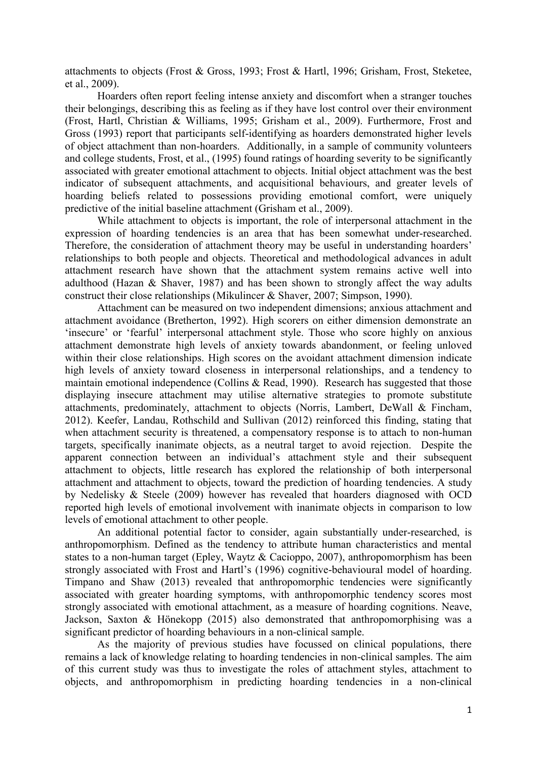attachments to objects (Frost & Gross, 1993; Frost & Hartl, 1996; Grisham, Frost, Steketee, et al., 2009).

Hoarders often report feeling intense anxiety and discomfort when a stranger touches their belongings, describing this as feeling as if they have lost control over their environment (Frost, Hartl, Christian & Williams, 1995; Grisham et al., 2009). Furthermore, Frost and Gross (1993) report that participants self-identifying as hoarders demonstrated higher levels of object attachment than non-hoarders. Additionally, in a sample of community volunteers and college students, Frost, et al., (1995) found ratings of hoarding severity to be significantly associated with greater emotional attachment to objects. Initial object attachment was the best indicator of subsequent attachments, and acquisitional behaviours, and greater levels of hoarding beliefs related to possessions providing emotional comfort, were uniquely predictive of the initial baseline attachment (Grisham et al., 2009).

While attachment to objects is important, the role of interpersonal attachment in the expression of hoarding tendencies is an area that has been somewhat under-researched. Therefore, the consideration of attachment theory may be useful in understanding hoarders' relationships to both people and objects. Theoretical and methodological advances in adult attachment research have shown that the attachment system remains active well into adulthood (Hazan & Shaver, 1987) and has been shown to strongly affect the way adults construct their close relationships (Mikulincer & Shaver, 2007; Simpson, 1990).

Attachment can be measured on two independent dimensions; anxious attachment and attachment avoidance (Bretherton, 1992). High scorers on either dimension demonstrate an 'insecure' or 'fearful' interpersonal attachment style. Those who score highly on anxious attachment demonstrate high levels of anxiety towards abandonment, or feeling unloved within their close relationships. High scores on the avoidant attachment dimension indicate high levels of anxiety toward closeness in interpersonal relationships, and a tendency to maintain emotional independence (Collins & Read, 1990). Research has suggested that those displaying insecure attachment may utilise alternative strategies to promote substitute attachments, predominately, attachment to objects (Norris, Lambert, DeWall & Fincham, 2012). Keefer, Landau, Rothschild and Sullivan (2012) reinforced this finding, stating that when attachment security is threatened, a compensatory response is to attach to non-human targets, specifically inanimate objects, as a neutral target to avoid rejection. Despite the apparent connection between an individual's attachment style and their subsequent attachment to objects, little research has explored the relationship of both interpersonal attachment and attachment to objects, toward the prediction of hoarding tendencies. A study by Nedelisky & Steele (2009) however has revealed that hoarders diagnosed with OCD reported high levels of emotional involvement with inanimate objects in comparison to low levels of emotional attachment to other people.

An additional potential factor to consider, again substantially under-researched, is anthropomorphism. Defined as the tendency to attribute human characteristics and mental states to a non-human target (Epley, Waytz & Cacioppo, 2007), anthropomorphism has been strongly associated with Frost and Hartl's (1996) cognitive-behavioural model of hoarding. Timpano and Shaw (2013) revealed that anthropomorphic tendencies were significantly associated with greater hoarding symptoms, with anthropomorphic tendency scores most strongly associated with emotional attachment, as a measure of hoarding cognitions. Neave, Jackson, Saxton & Hönekopp (2015) also demonstrated that anthropomorphising was a significant predictor of hoarding behaviours in a non-clinical sample.

As the majority of previous studies have focussed on clinical populations, there remains a lack of knowledge relating to hoarding tendencies in non-clinical samples. The aim of this current study was thus to investigate the roles of attachment styles, attachment to objects, and anthropomorphism in predicting hoarding tendencies in a non-clinical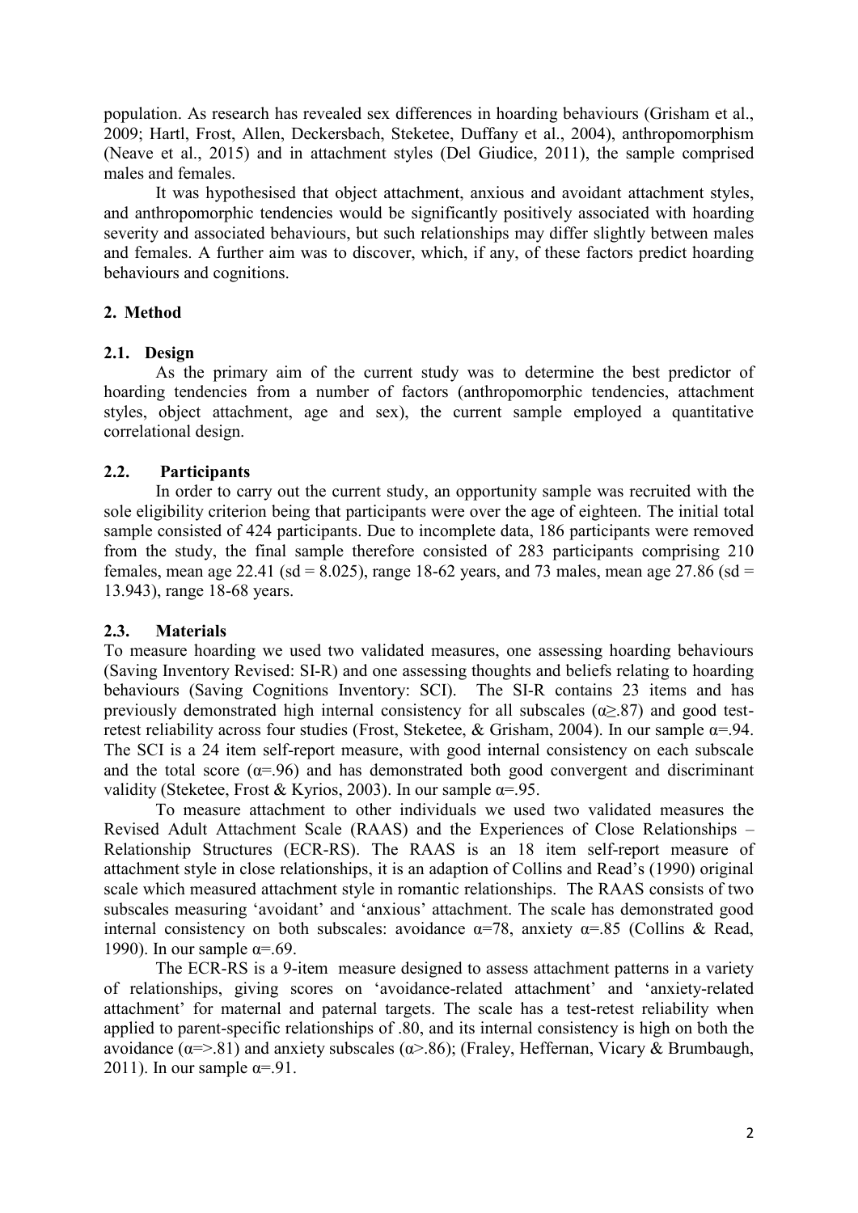population. As research has revealed sex differences in hoarding behaviours (Grisham et al., 2009; Hartl, Frost, Allen, Deckersbach, Steketee, Duffany et al., 2004), anthropomorphism (Neave et al., 2015) and in attachment styles (Del Giudice, 2011), the sample comprised males and females.

It was hypothesised that object attachment, anxious and avoidant attachment styles, and anthropomorphic tendencies would be significantly positively associated with hoarding severity and associated behaviours, but such relationships may differ slightly between males and females. A further aim was to discover, which, if any, of these factors predict hoarding behaviours and cognitions.

## 2. Method

### 2.1. Design

As the primary aim of the current study was to determine the best predictor of hoarding tendencies from a number of factors (anthropomorphic tendencies, attachment styles, object attachment, age and sex), the current sample employed a quantitative correlational design.

### 2.2. Participants

In order to carry out the current study, an opportunity sample was recruited with the sole eligibility criterion being that participants were over the age of eighteen. The initial total sample consisted of 424 participants. Due to incomplete data, 186 participants were removed from the study, the final sample therefore consisted of 283 participants comprising 210 females, mean age 22.41 (sd = 8.025), range 18-62 years, and 73 males, mean age 27.86 (sd = 13.943), range 18-68 years.

### 2.3. Materials

To measure hoarding we used two validated measures, one assessing hoarding behaviours (Saving Inventory Revised: SI-R) and one assessing thoughts and beliefs relating to hoarding behaviours (Saving Cognitions Inventory: SCI). The SI-R contains 23 items and has previously demonstrated high internal consistency for all subscales ($\alpha \geq .87$) and good test-retest reliability across four studies (Frost, Steketee, & Grisham, 2004). In our sample $\alpha = .94$. The SCI is a 24 item self-report measure, with good internal consistency on each subscale and the total score ($\alpha = .96$) and has demonstrated both good convergent and discriminant validity (Steketee, Frost & Kyrios, 2003). In our sample $\alpha = .95$.

To measure attachment to other individuals we used two validated measures the Revised Adult Attachment Scale (RAAS) and the Experiences of Close Relationships – Relationship Structures (ECR-RS). The RAAS is an 18 item self-report measure of attachment style in close relationships, it is an adaption of Collins and Read's (1990) original scale which measured attachment style in romantic relationships. The RAAS consists of two subscales measuring 'avoidant' and 'anxious' attachment. The scale has demonstrated good internal consistency on both subscales: avoidance $\alpha = 78$, anxiety $\alpha = .85$ (Collins & Read, 1990). In our sample $\alpha = .69$.

The ECR-RS is a 9-item measure designed to assess attachment patterns in a variety of relationships, giving scores on 'avoidance-related attachment' and 'anxiety-related attachment' for maternal and paternal targets. The scale has a test-retest reliability when applied to parent-specific relationships of .80, and its internal consistency is high on both the avoidance ($\alpha => .81$) and anxiety subscales ($\alpha > .86$); (Fraley, Heffernan, Vicary & Brumbaugh, 2011). In our sample $\alpha = .91$.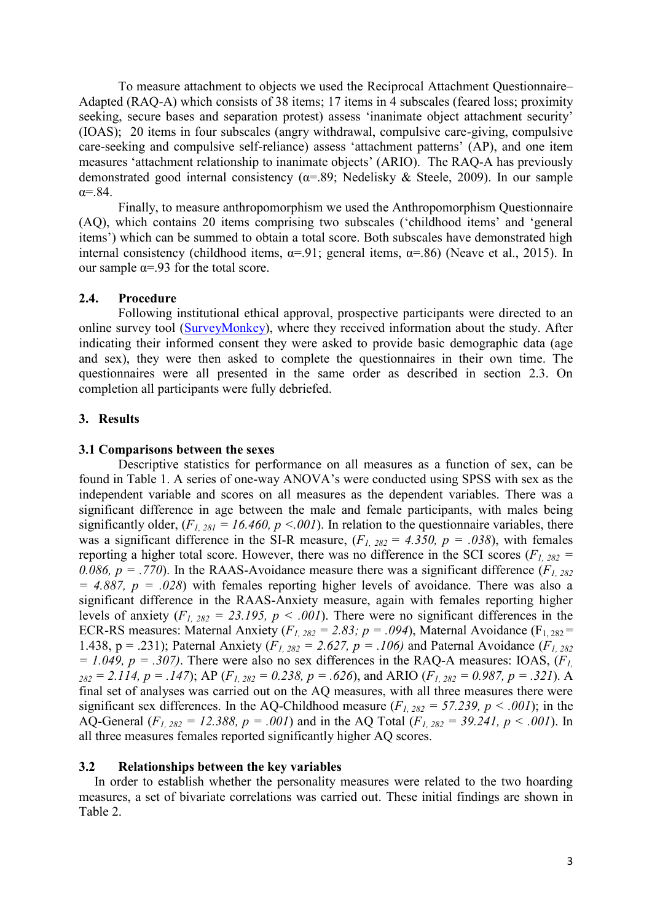To measure attachment to objects we used the Reciprocal Attachment Questionnaire–Adapted (RAQ-A) which consists of 38 items; 17 items in 4 subscales (feared loss; proximity seeking, secure bases and separation protest) assess 'inanimate object attachment security' (IOAS); 20 items in four subscales (angry withdrawal, compulsive care-giving, compulsive care-seeking and compulsive self-reliance) assess 'attachment patterns' (AP), and one item measures 'attachment relationship to inanimate objects' (ARIO). The RAQ-A has previously demonstrated good internal consistency (α=.89; Nedelisky & Steele, 2009). In our sample α=.84.

Finally, to measure anthropomorphism we used the Anthropomorphism Questionnaire (AQ), which contains 20 items comprising two subscales ('childhood items' and 'general items') which can be summed to obtain a total score. Both subscales have demonstrated high internal consistency (childhood items, α=.91; general items, α=.86) (Neave et al., 2015). In our sample α=.93 for the total score.

### 2.4. Procedure

Following institutional ethical approval, prospective participants were directed to an online survey tool (SurveyMonkey), where they received information about the study. After indicating their informed consent they were asked to provide basic demographic data (age and sex), they were then asked to complete the questionnaires in their own time. The questionnaires were all presented in the same order as described in section 2.3. On completion all participants were fully debriefed.

## 3. Results

### 3.1 Comparisons between the sexes

Descriptive statistics for performance on all measures as a function of sex, can be found in Table 1. A series of one-way ANOVA's were conducted using SPSS with sex as the independent variable and scores on all measures as the dependent variables. There was a significant difference in age between the male and female participants, with males being significantly older, ($F_{1, 281} = 16.460, p < .001$). In relation to the questionnaire variables, there was a significant difference in the SI-R measure, ($F_{1, 282} = 4.350, p = .038$), with females reporting a higher total score. However, there was no difference in the SCI scores ($F_{1, 282} = 0.086, p = .770$). In the RAAS-Avoidance measure there was a significant difference ($F_{1, 282} = 4.887, p = .028$) with females reporting higher levels of avoidance. There was also a significant difference in the RAAS-Anxiety measure, again with females reporting higher levels of anxiety ($F_{1, 282} = 23.195, p < .001$). There were no significant differences in the ECR-RS measures: Maternal Anxiety ($F_{1, 282} = 2.83; p = .094$), Maternal Avoidance ($F_{1, 282} = 1.438$, p = .231); Paternal Anxiety ($F_{1, 282} = 2.627, p = .106$) and Paternal Avoidance ($F_{1, 282} = 1.049, p = .307$). There were also no sex differences in the RAQ-A measures: IOAS, ($F_{1, 282} = 2.114, p = .147$); AP ($F_{1, 282} = 0.238, p = .626$), and ARIO ($F_{1, 282} = 0.987, p = .321$). A final set of analyses was carried out on the AQ measures, with all three measures there were significant sex differences. In the AQ-Childhood measure ($F_{1, 282} = 57.239, p < .001$); in the AQ-General ($F_{1, 282} = 12.388, p = .001$) and in the AQ Total ($F_{1, 282} = 39.241, p < .001$). In all three measures females reported significantly higher AQ scores.

### 3.2 Relationships between the key variables

In order to establish whether the personality measures were related to the two hoarding measures, a set of bivariate correlations was carried out. These initial findings are shown in Table 2.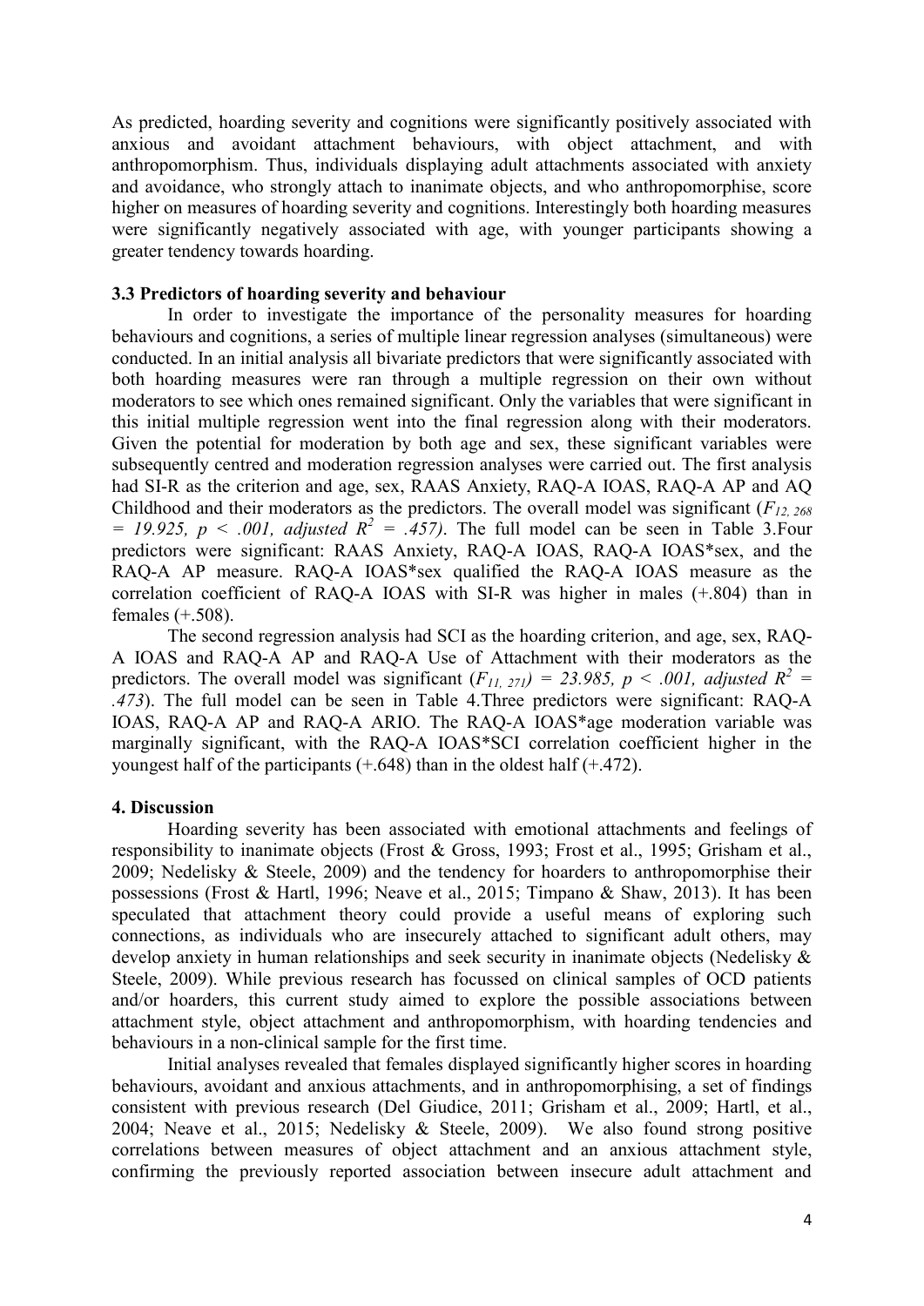As predicted, hoarding severity and cognitions were significantly positively associated with anxious and avoidant attachment behaviours, with object attachment, and with anthropomorphism. Thus, individuals displaying adult attachments associated with anxiety and avoidance, who strongly attach to inanimate objects, and who anthropomorphise, score higher on measures of hoarding severity and cognitions. Interestingly both hoarding measures were significantly negatively associated with age, with younger participants showing a greater tendency towards hoarding.

### 3.3 Predictors of hoarding severity and behaviour

In order to investigate the importance of the personality measures for hoarding behaviours and cognitions, a series of multiple linear regression analyses (simultaneous) were conducted. In an initial analysis all bivariate predictors that were significantly associated with both hoarding measures were ran through a multiple regression on their own without moderators to see which ones remained significant. Only the variables that were significant in this initial multiple regression went into the final regression along with their moderators. Given the potential for moderation by both age and sex, these significant variables were subsequently centred and moderation regression analyses were carried out. The first analysis had SI-R as the criterion and age, sex, RAAS Anxiety, RAQ-A IOAS, RAQ-A AP and AQ Childhood and their moderators as the predictors. The overall model was significant ($F_{12, 268} = 19.925$, $p < .001$, adjusted $R^2 = .457$). The full model can be seen in Table 3.Four predictors were significant: RAAS Anxiety, RAQ-A IOAS, RAQ-A IOAS*sex, and the RAQ-A AP measure. RAQ-A IOAS*sex qualified the RAQ-A IOAS measure as the correlation coefficient of RAQ-A IOAS with SI-R was higher in males (+.804) than in females (+.508).

The second regression analysis had SCI as the hoarding criterion, and age, sex, RAQ-A IOAS and RAQ-A AP and RAQ-A Use of Attachment with their moderators as the predictors. The overall model was significant ($F_{11, 271}) = 23.985$, $p < .001$, adjusted $R^2 = .473$). The full model can be seen in Table 4.Three predictors were significant: RAQ-A IOAS, RAQ-A AP and RAQ-A ARIO. The RAQ-A IOAS*age moderation variable was marginally significant, with the RAQ-A IOAS*SCI correlation coefficient higher in the youngest half of the participants (+.648) than in the oldest half (+.472).

## 4. Discussion

Hoarding severity has been associated with emotional attachments and feelings of responsibility to inanimate objects (Frost & Gross, 1993; Frost et al., 1995; Grisham et al., 2009; Nedelisky & Steele, 2009) and the tendency for hoarders to anthropomorphise their possessions (Frost & Hartl, 1996; Neave et al., 2015; Timpano & Shaw, 2013). It has been speculated that attachment theory could provide a useful means of exploring such connections, as individuals who are insecurely attached to significant adult others, may develop anxiety in human relationships and seek security in inanimate objects (Nedelisky & Steele, 2009). While previous research has focussed on clinical samples of OCD patients and/or hoarders, this current study aimed to explore the possible associations between attachment style, object attachment and anthropomorphism, with hoarding tendencies and behaviours in a non-clinical sample for the first time.

Initial analyses revealed that females displayed significantly higher scores in hoarding behaviours, avoidant and anxious attachments, and in anthropomorphising, a set of findings consistent with previous research (Del Giudice, 2011; Grisham et al., 2009; Hartl, et al., 2004; Neave et al., 2015; Nedelisky & Steele, 2009). We also found strong positive correlations between measures of object attachment and an anxious attachment style, confirming the previously reported association between insecure adult attachment and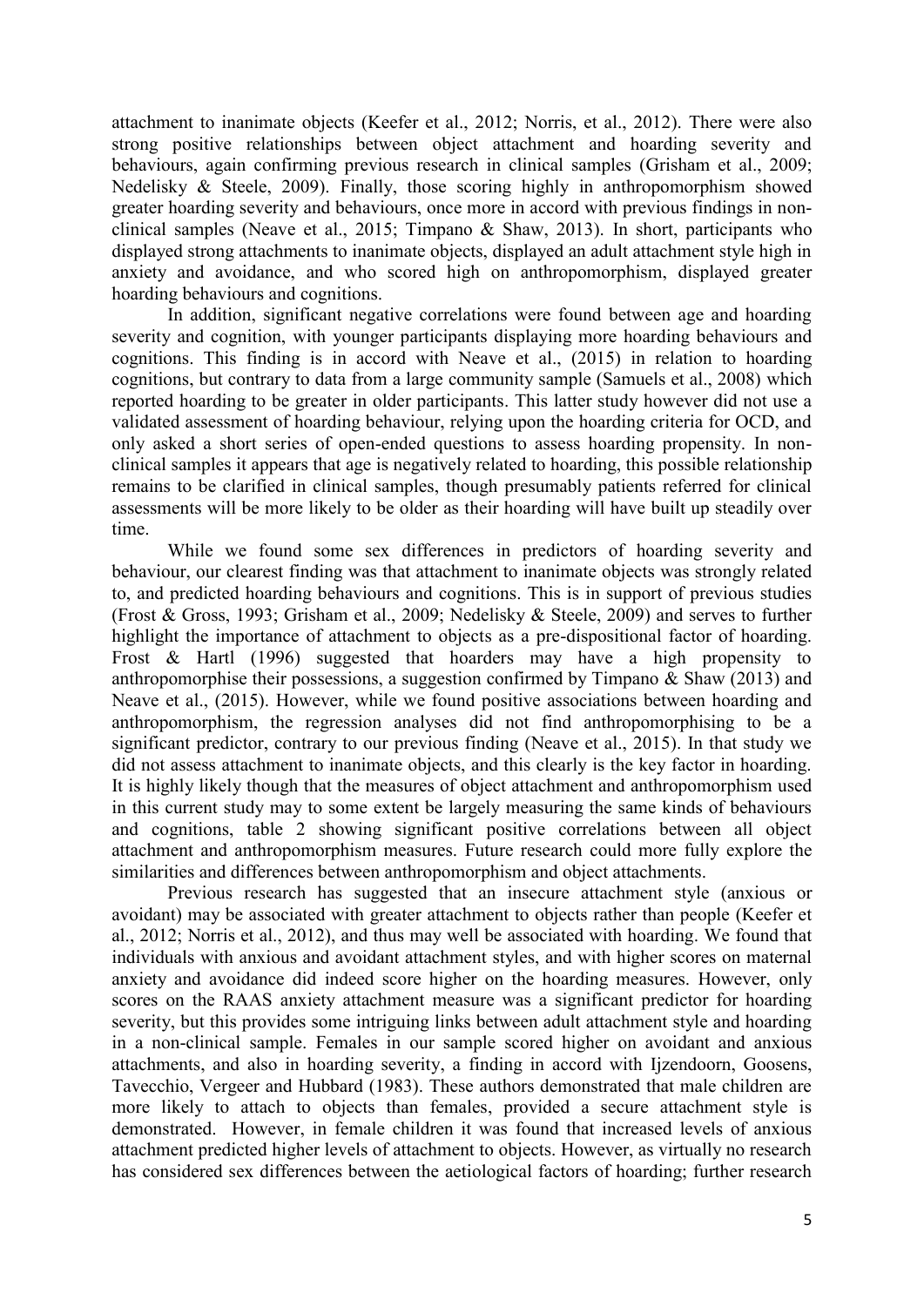attachment to inanimate objects (Keefer et al., 2012; Norris, et al., 2012). There were also strong positive relationships between object attachment and hoarding severity and behaviours, again confirming previous research in clinical samples (Grisham et al., 2009; Nedelisky & Steele, 2009). Finally, those scoring highly in anthropomorphism showed greater hoarding severity and behaviours, once more in accord with previous findings in non-clinical samples (Neave et al., 2015; Timpano & Shaw, 2013). In short, participants who displayed strong attachments to inanimate objects, displayed an adult attachment style high in anxiety and avoidance, and who scored high on anthropomorphism, displayed greater hoarding behaviours and cognitions.

In addition, significant negative correlations were found between age and hoarding severity and cognition, with younger participants displaying more hoarding behaviours and cognitions. This finding is in accord with Neave et al., (2015) in relation to hoarding cognitions, but contrary to data from a large community sample (Samuels et al., 2008) which reported hoarding to be greater in older participants. This latter study however did not use a validated assessment of hoarding behaviour, relying upon the hoarding criteria for OCD, and only asked a short series of open-ended questions to assess hoarding propensity. In non-clinical samples it appears that age is negatively related to hoarding, this possible relationship remains to be clarified in clinical samples, though presumably patients referred for clinical assessments will be more likely to be older as their hoarding will have built up steadily over time.

While we found some sex differences in predictors of hoarding severity and behaviour, our clearest finding was that attachment to inanimate objects was strongly related to, and predicted hoarding behaviours and cognitions. This is in support of previous studies (Frost & Gross, 1993; Grisham et al., 2009; Nedelisky & Steele, 2009) and serves to further highlight the importance of attachment to objects as a pre-dispositional factor of hoarding. Frost & Hartl (1996) suggested that hoarders may have a high propensity to anthropomorphise their possessions, a suggestion confirmed by Timpano & Shaw (2013) and Neave et al., (2015). However, while we found positive associations between hoarding and anthropomorphism, the regression analyses did not find anthropomorphising to be a significant predictor, contrary to our previous finding (Neave et al., 2015). In that study we did not assess attachment to inanimate objects, and this clearly is the key factor in hoarding. It is highly likely though that the measures of object attachment and anthropomorphism used in this current study may to some extent be largely measuring the same kinds of behaviours and cognitions, table 2 showing significant positive correlations between all object attachment and anthropomorphism measures. Future research could more fully explore the similarities and differences between anthropomorphism and object attachments.

Previous research has suggested that an insecure attachment style (anxious or avoidant) may be associated with greater attachment to objects rather than people (Keefer et al., 2012; Norris et al., 2012), and thus may well be associated with hoarding. We found that individuals with anxious and avoidant attachment styles, and with higher scores on maternal anxiety and avoidance did indeed score higher on the hoarding measures. However, only scores on the RAAS anxiety attachment measure was a significant predictor for hoarding severity, but this provides some intriguing links between adult attachment style and hoarding in a non-clinical sample. Females in our sample scored higher on avoidant and anxious attachments, and also in hoarding severity, a finding in accord with Ijzendoorn, Goosens, Tavecchio, Vergeer and Hubbard (1983). These authors demonstrated that male children are more likely to attach to objects than females, provided a secure attachment style is demonstrated. However, in female children it was found that increased levels of anxious attachment predicted higher levels of attachment to objects. However, as virtually no research has considered sex differences between the aetiological factors of hoarding; further research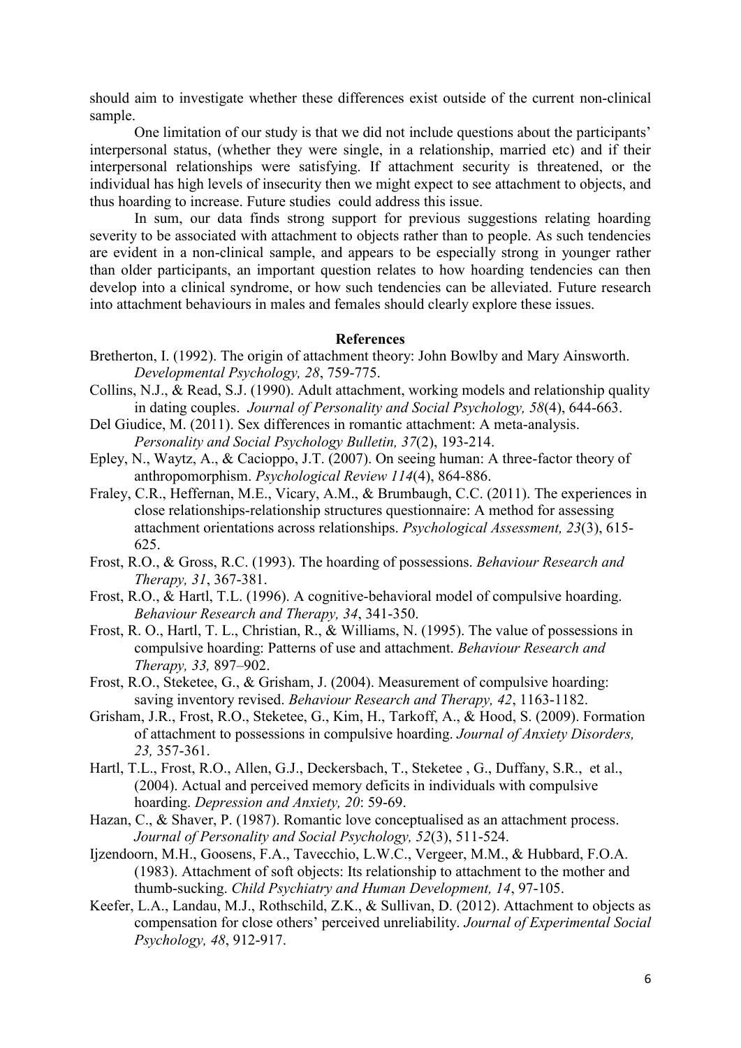should aim to investigate whether these differences exist outside of the current non-clinical sample.

One limitation of our study is that we did not include questions about the participants' interpersonal status, (whether they were single, in a relationship, married etc) and if their interpersonal relationships were satisfying. If attachment security is threatened, or the individual has high levels of insecurity then we might expect to see attachment to objects, and thus hoarding to increase. Future studies could address this issue.

In sum, our data finds strong support for previous suggestions relating hoarding severity to be associated with attachment to objects rather than to people. As such tendencies are evident in a non-clinical sample, and appears to be especially strong in younger rather than older participants, an important question relates to how hoarding tendencies can then develop into a clinical syndrome, or how such tendencies can be alleviated. Future research into attachment behaviours in males and females should clearly explore these issues.

## References

Bretherton, I. (1992). The origin of attachment theory: John Bowlby and Mary Ainsworth. *Developmental Psychology, 28*, 759-775.

Collins, N.J., & Read, S.J. (1990). Adult attachment, working models and relationship quality in dating couples. *Journal of Personality and Social Psychology, 58*(4), 644-663.

Del Giudice, M. (2011). Sex differences in romantic attachment: A meta-analysis. *Personality and Social Psychology Bulletin, 37*(2), 193-214.

Epley, N., Waytz, A., & Cacioppo, J.T. (2007). On seeing human: A three-factor theory of anthropomorphism. *Psychological Review 114*(4), 864-886.

Fraley, C.R., Heffernan, M.E., Vicary, A.M., & Brumbaugh, C.C. (2011). The experiences in close relationships-relationship structures questionnaire: A method for assessing attachment orientations across relationships. *Psychological Assessment, 23*(3), 615-625.

Frost, R.O., & Gross, R.C. (1993). The hoarding of possessions. *Behaviour Research and Therapy, 31*, 367-381.

Frost, R.O., & Hartl, T.L. (1996). A cognitive-behavioral model of compulsive hoarding. *Behaviour Research and Therapy, 34*, 341-350.

Frost, R. O., Hartl, T. L., Christian, R., & Williams, N. (1995). The value of possessions in compulsive hoarding: Patterns of use and attachment. *Behaviour Research and Therapy, 33,* 897–902.

Frost, R.O., Steketee, G., & Grisham, J. (2004). Measurement of compulsive hoarding: saving inventory revised. *Behaviour Research and Therapy, 42*, 1163-1182.

Grisham, J.R., Frost, R.O., Steketee, G., Kim, H., Tarkoff, A., & Hood, S. (2009). Formation of attachment to possessions in compulsive hoarding. *Journal of Anxiety Disorders, 23,* 357-361.

Hartl, T.L., Frost, R.O., Allen, G.J., Deckersbach, T., Steketee , G., Duffany, S.R., et al., (2004). Actual and perceived memory deficits in individuals with compulsive hoarding. *Depression and Anxiety, 20*: 59-69.

Hazan, C., & Shaver, P. (1987). Romantic love conceptualised as an attachment process. *Journal of Personality and Social Psychology, 52*(3), 511-524.

Ijzendoorn, M.H., Goosens, F.A., Tavecchio, L.W.C., Vergeer, M.M., & Hubbard, F.O.A. (1983). Attachment of soft objects: Its relationship to attachment to the mother and thumb-sucking. *Child Psychiatry and Human Development, 14*, 97-105.

Keefer, L.A., Landau, M.J., Rothschild, Z.K., & Sullivan, D. (2012). Attachment to objects as compensation for close others' perceived unreliability. *Journal of Experimental Social Psychology, 48*, 912-917.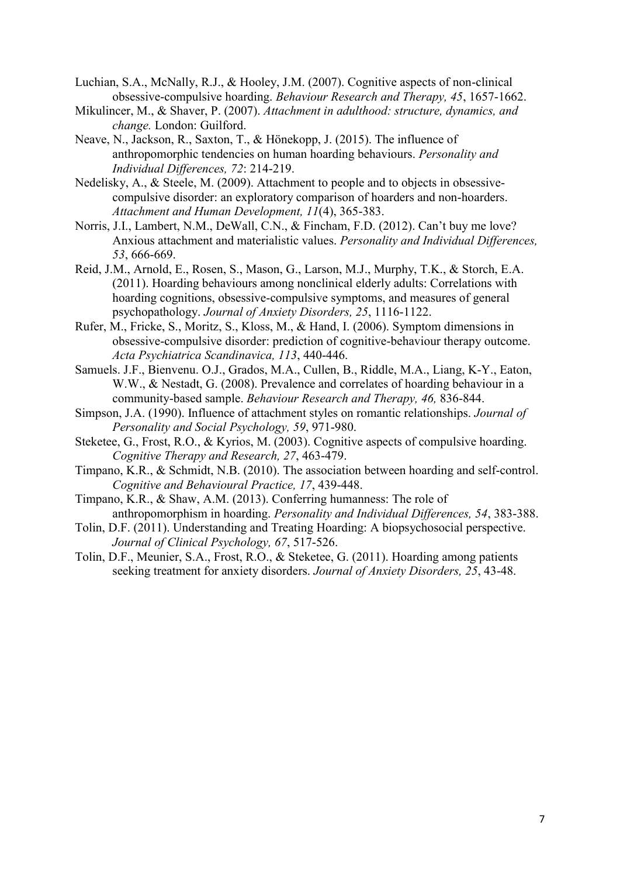Luchian, S.A., McNally, R.J., & Hooley, J.M. (2007). Cognitive aspects of non-clinical obsessive-compulsive hoarding. *Behaviour Research and Therapy, 45*, 1657-1662.

Mikulincer, M., & Shaver, P. (2007). *Attachment in adulthood: structure, dynamics, and change.* London: Guilford.

Neave, N., Jackson, R., Saxton, T., & Hönekopp, J. (2015). The influence of anthropomorphic tendencies on human hoarding behaviours. *Personality and Individual Differences, 72*: 214-219.

Nedelisky, A., & Steele, M. (2009). Attachment to people and to objects in obsessive-compulsive disorder: an exploratory comparison of hoarders and non-hoarders. *Attachment and Human Development, 11*(4), 365-383.

Norris, J.I., Lambert, N.M., DeWall, C.N., & Fincham, F.D. (2012). Can't buy me love? Anxious attachment and materialistic values. *Personality and Individual Differences, 53*, 666-669.

Reid, J.M., Arnold, E., Rosen, S., Mason, G., Larson, M.J., Murphy, T.K., & Storch, E.A. (2011). Hoarding behaviours among nonclinical elderly adults: Correlations with hoarding cognitions, obsessive-compulsive symptoms, and measures of general psychopathology. *Journal of Anxiety Disorders, 25*, 1116-1122.

Rufer, M., Fricke, S., Moritz, S., Kloss, M., & Hand, I. (2006). Symptom dimensions in obsessive-compulsive disorder: prediction of cognitive-behaviour therapy outcome. *Acta Psychiatrica Scandinavica, 113*, 440-446.

Samuels. J.F., Bienvenu. O.J., Grados, M.A., Cullen, B., Riddle, M.A., Liang, K-Y., Eaton, W.W., & Nestadt, G. (2008). Prevalence and correlates of hoarding behaviour in a community-based sample. *Behaviour Research and Therapy, 46,* 836-844.

Simpson, J.A. (1990). Influence of attachment styles on romantic relationships. *Journal of Personality and Social Psychology, 59*, 971-980.

Steketee, G., Frost, R.O., & Kyrios, M. (2003). Cognitive aspects of compulsive hoarding. *Cognitive Therapy and Research, 27*, 463-479.

Timpano, K.R., & Schmidt, N.B. (2010). The association between hoarding and self-control. *Cognitive and Behavioural Practice, 17*, 439-448.

Timpano, K.R., & Shaw, A.M. (2013). Conferring humanness: The role of anthropomorphism in hoarding. *Personality and Individual Differences, 54*, 383-388.

Tolin, D.F. (2011). Understanding and Treating Hoarding: A biopsychosocial perspective. *Journal of Clinical Psychology, 67*, 517-526.

Tolin, D.F., Meunier, S.A., Frost, R.O., & Steketee, G. (2011). Hoarding among patients seeking treatment for anxiety disorders. *Journal of Anxiety Disorders, 25*, 43-48.